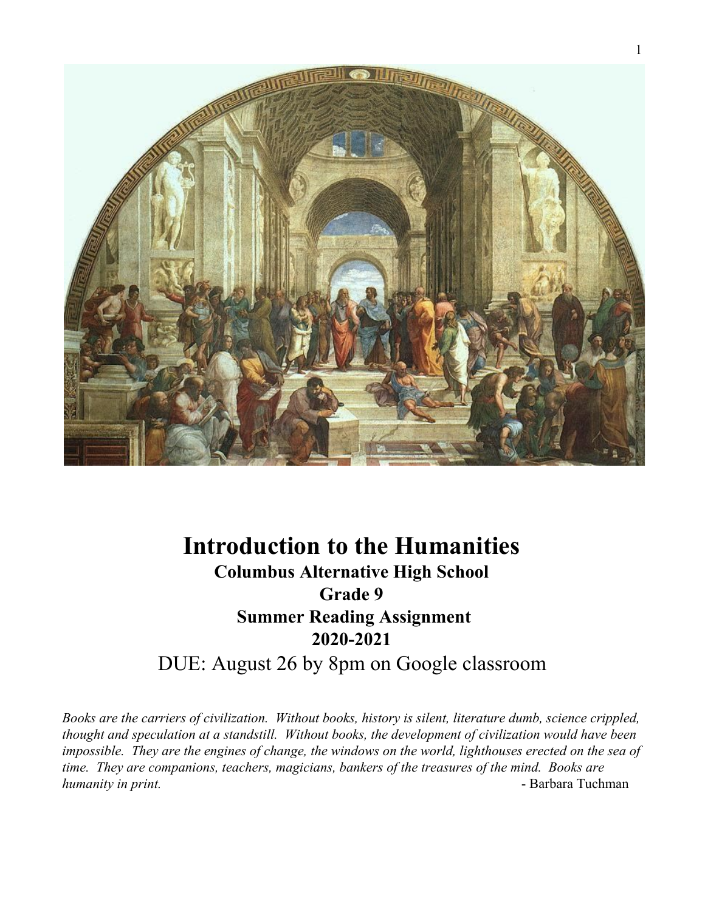# Introduction to the Humanities

**Columbus Alternative High School**

**Grade 9**

**Summer Reading Assignment**

**2020-2021**

DUE: August 26 by 8pm on Google classroom

*Books are the carriers of civilization. Without books, history is silent, literature dumb, science crippled, thought and speculation at a standstill. Without books, the development of civilization would have been impossible. They are the engines of change, the windows on the world, lighthouses erected on the sea of time. They are companions, teachers, magicians, bankers of the treasures of the mind. Books are humanity in print.*

- Barbara Tuchman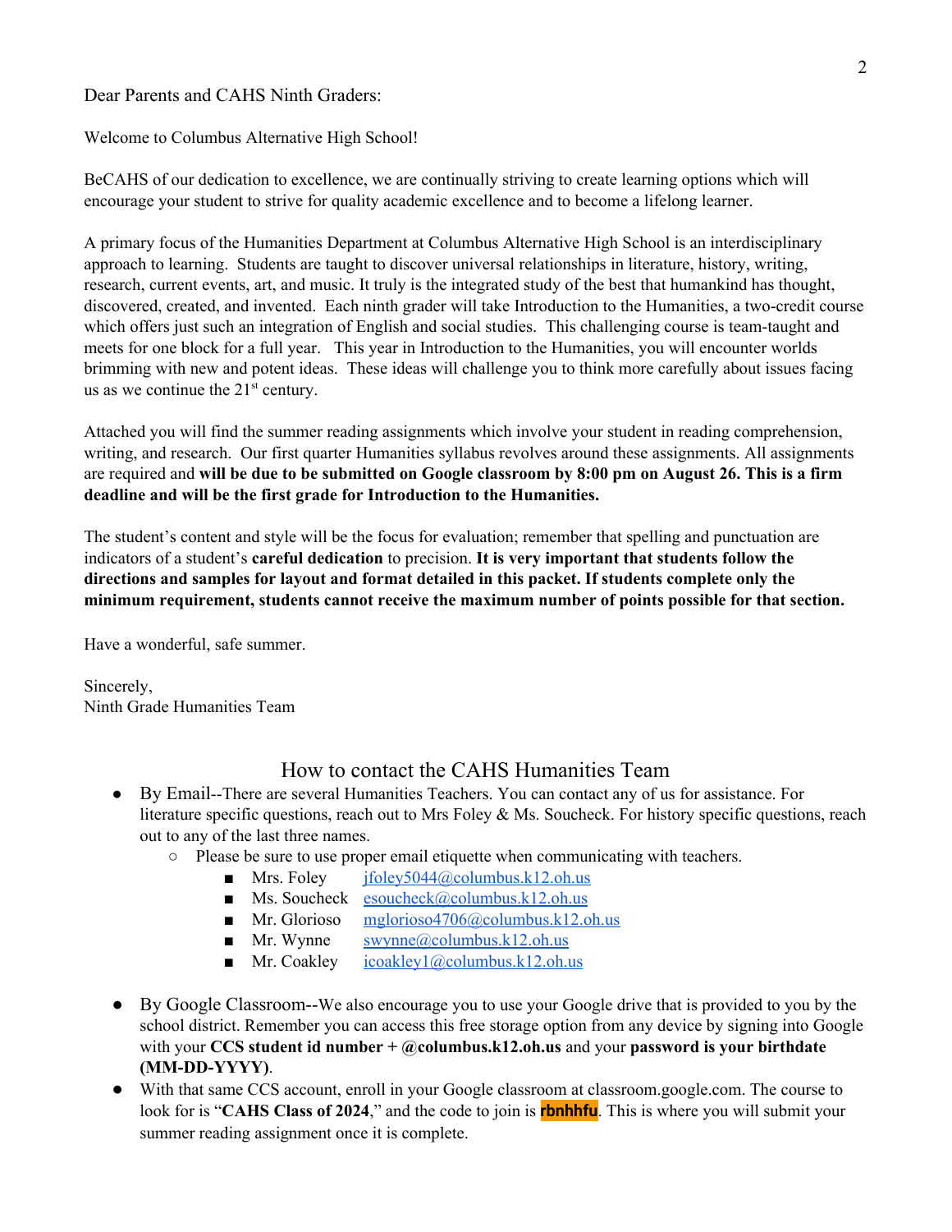Dear Parents and CAHS Ninth Graders:

Welcome to Columbus Alternative High School!

BeCAHS of our dedication to excellence, we are continually striving to create learning options which will encourage your student to strive for quality academic excellence and to become a lifelong learner.

A primary focus of the Humanities Department at Columbus Alternative High School is an interdisciplinary approach to learning. Students are taught to discover universal relationships in literature, history, writing, research, current events, art, and music. It truly is the integrated study of the best that humankind has thought, discovered, created, and invented. Each ninth grader will take Introduction to the Humanities, a two-credit course which offers just such an integration of English and social studies. This challenging course is team-taught and meets for one block for a full year. This year in Introduction to the Humanities, you will encounter worlds brimming with new and potent ideas. These ideas will challenge you to think more carefully about issues facing us as we continue the 21st century.

Attached you will find the summer reading assignments which involve your student in reading comprehension, writing, and research. Our first quarter Humanities syllabus revolves around these assignments. All assignments are required and **will be due to be submitted on Google classroom by 8:00 pm on August 26. This is a firm deadline and will be the first grade for Introduction to the Humanities.**

The student's content and style will be the focus for evaluation; remember that spelling and punctuation are indicators of a student's **careful dedication** to precision. **It is very important that students follow the directions and samples for layout and format detailed in this packet. If students complete only the minimum requirement, students cannot receive the maximum number of points possible for that section.**

Have a wonderful, safe summer.

Sincerely,
Ninth Grade Humanities Team

## How to contact the CAHS Humanities Team

- By Email--There are several Humanities Teachers. You can contact any of us for assistance. For literature specific questions, reach out to Mrs Foley & Ms. Soucheck. For history specific questions, reach out to any of the last three names.
  - Please be sure to use proper email etiquette when communicating with teachers.
    - Mrs. Foley jfoley5044@columbus.k12.oh.us
    - Ms. Soucheck esoucheck@columbus.k12.oh.us
    - Mr. Glorioso mglorioso4706@columbus.k12.oh.us
    - Mr. Wynne swynne@columbus.k12.oh.us
    - Mr. Coakley icoakley1@columbus.k12.oh.us
- By Google Classroom--We also encourage you to use your Google drive that is provided to you by the school district. Remember you can access this free storage option from any device by signing into Google with your **CCS student id number + @columbus.k12.oh.us** and your **password is your birthdate (MM-DD-YYYY)**.
- With that same CCS account, enroll in your Google classroom at classroom.google.com. The course to look for is "**CAHS Class of 2024**," and the code to join is **rbnhhfu**. This is where you will submit your summer reading assignment once it is complete.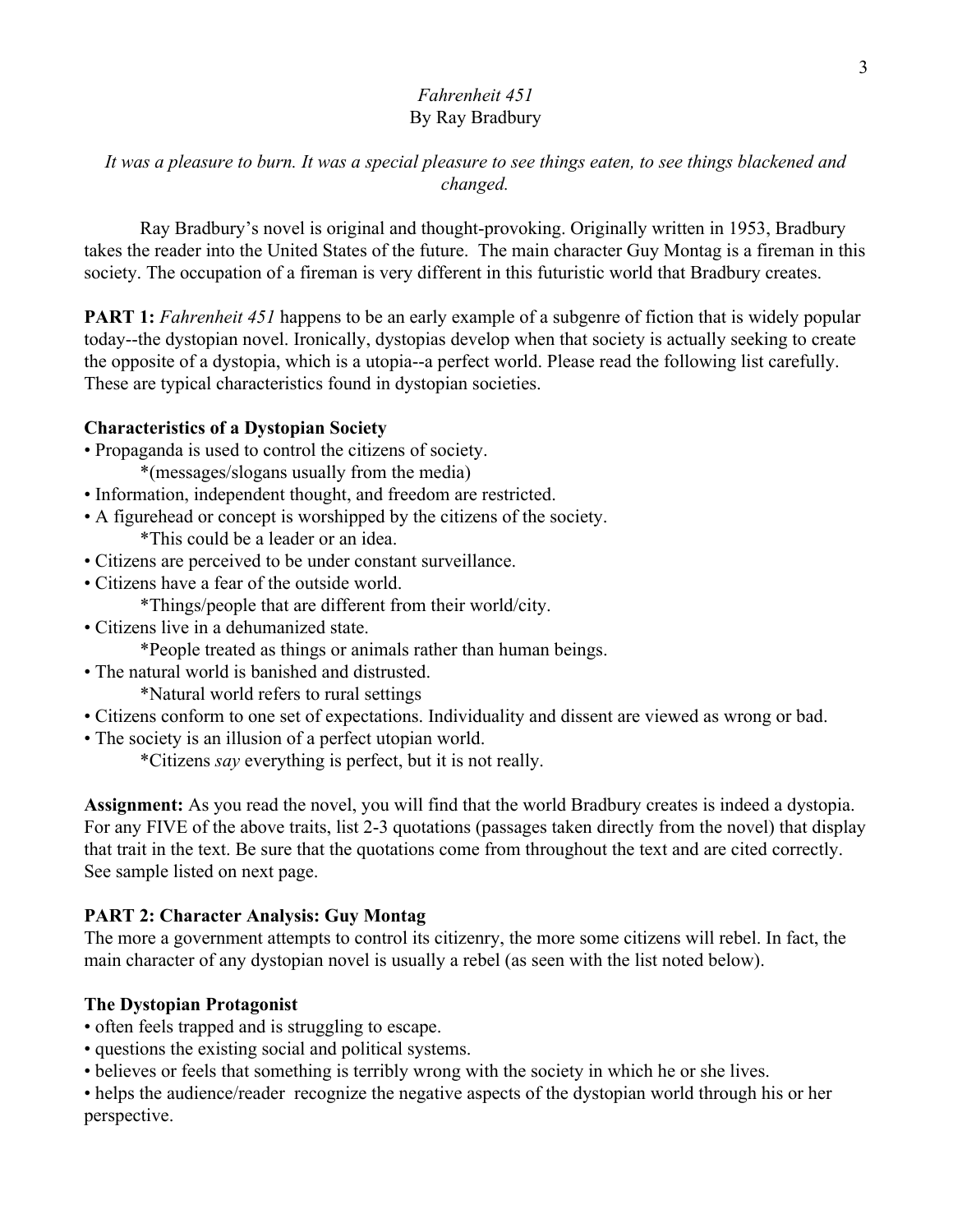*Fahrenheit 451*

By Ray Bradbury

*It was a pleasure to burn. It was a special pleasure to see things eaten, to see things blackened and changed.*

Ray Bradbury's novel is original and thought-provoking. Originally written in 1953, Bradbury takes the reader into the United States of the future. The main character Guy Montag is a fireman in this society. The occupation of a fireman is very different in this futuristic world that Bradbury creates.

**PART 1:** *Fahrenheit 451* happens to be an early example of a subgenre of fiction that is widely popular today--the dystopian novel. Ironically, dystopias develop when that society is actually seeking to create the opposite of a dystopia, which is a utopia--a perfect world. Please read the following list carefully. These are typical characteristics found in dystopian societies.

**Characteristics of a Dystopian Society**

- Propaganda is used to control the citizens of society.
  - *(messages/slogans usually from the media)
- Information, independent thought, and freedom are restricted.
- A figurehead or concept is worshipped by the citizens of the society.
  - *This could be a leader or an idea.
- Citizens are perceived to be under constant surveillance.
- Citizens have a fear of the outside world.
  - *Things/people that are different from their world/city.
- Citizens live in a dehumanized state.
  - *People treated as things or animals rather than human beings.
- The natural world is banished and distrusted.
  - *Natural world refers to rural settings
- Citizens conform to one set of expectations. Individuality and dissent are viewed as wrong or bad.
- The society is an illusion of a perfect utopian world.
  - *Citizens *say* everything is perfect, but it is not really.

**Assignment:** As you read the novel, you will find that the world Bradbury creates is indeed a dystopia. For any FIVE of the above traits, list 2-3 quotations (passages taken directly from the novel) that display that trait in the text. Be sure that the quotations come from throughout the text and are cited correctly. See sample listed on next page.

**PART 2: Character Analysis: Guy Montag**

The more a government attempts to control its citizenry, the more some citizens will rebel. In fact, the main character of any dystopian novel is usually a rebel (as seen with the list noted below).

**The Dystopian Protagonist**

- often feels trapped and is struggling to escape.
- questions the existing social and political systems.
- believes or feels that something is terribly wrong with the society in which he or she lives.
- helps the audience/reader recognize the negative aspects of the dystopian world through his or her perspective.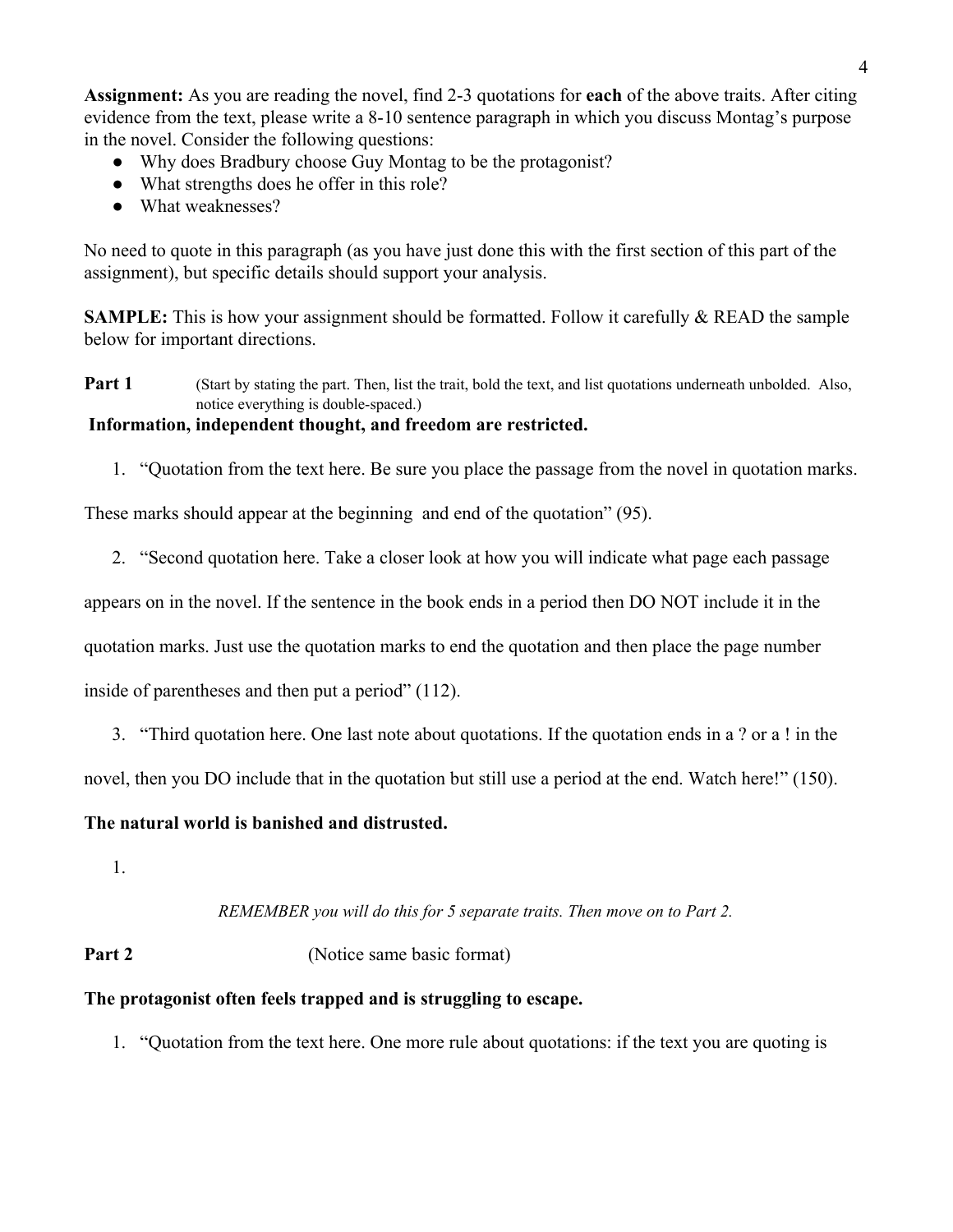**Assignment:** As you are reading the novel, find 2-3 quotations for **each** of the above traits. After citing evidence from the text, please write a 8-10 sentence paragraph in which you discuss Montag's purpose in the novel. Consider the following questions:

- Why does Bradbury choose Guy Montag to be the protagonist?
- What strengths does he offer in this role?
- What weaknesses?

No need to quote in this paragraph (as you have just done this with the first section of this part of the assignment), but specific details should support your analysis.

**SAMPLE:** This is how your assignment should be formatted. Follow it carefully & READ the sample below for important directions.

**Part 1** (Start by stating the part. Then, list the trait, bold the text, and list quotations underneath unbolded. Also, notice everything is double-spaced.)

**Information, independent thought, and freedom are restricted.**

1. "Quotation from the text here. Be sure you place the passage from the novel in quotation marks. These marks should appear at the beginning and end of the quotation" (95).
2. "Second quotation here. Take a closer look at how you will indicate what page each passage appears on in the novel. If the sentence in the book ends in a period then DO NOT include it in the quotation marks. Just use the quotation marks to end the quotation and then place the page number inside of parentheses and then put a period" (112).
3. "Third quotation here. One last note about quotations. If the quotation ends in a ? or a ! in the novel, then you DO include that in the quotation but still use a period at the end. Watch here!" (150).

**The natural world is banished and distrusted.**

1.

*REMEMBER you will do this for 5 separate traits. Then move on to Part 2.*

**Part 2** (Notice same basic format)

**The protagonist often feels trapped and is struggling to escape.**

1. "Quotation from the text here. One more rule about quotations: if the text you are quoting is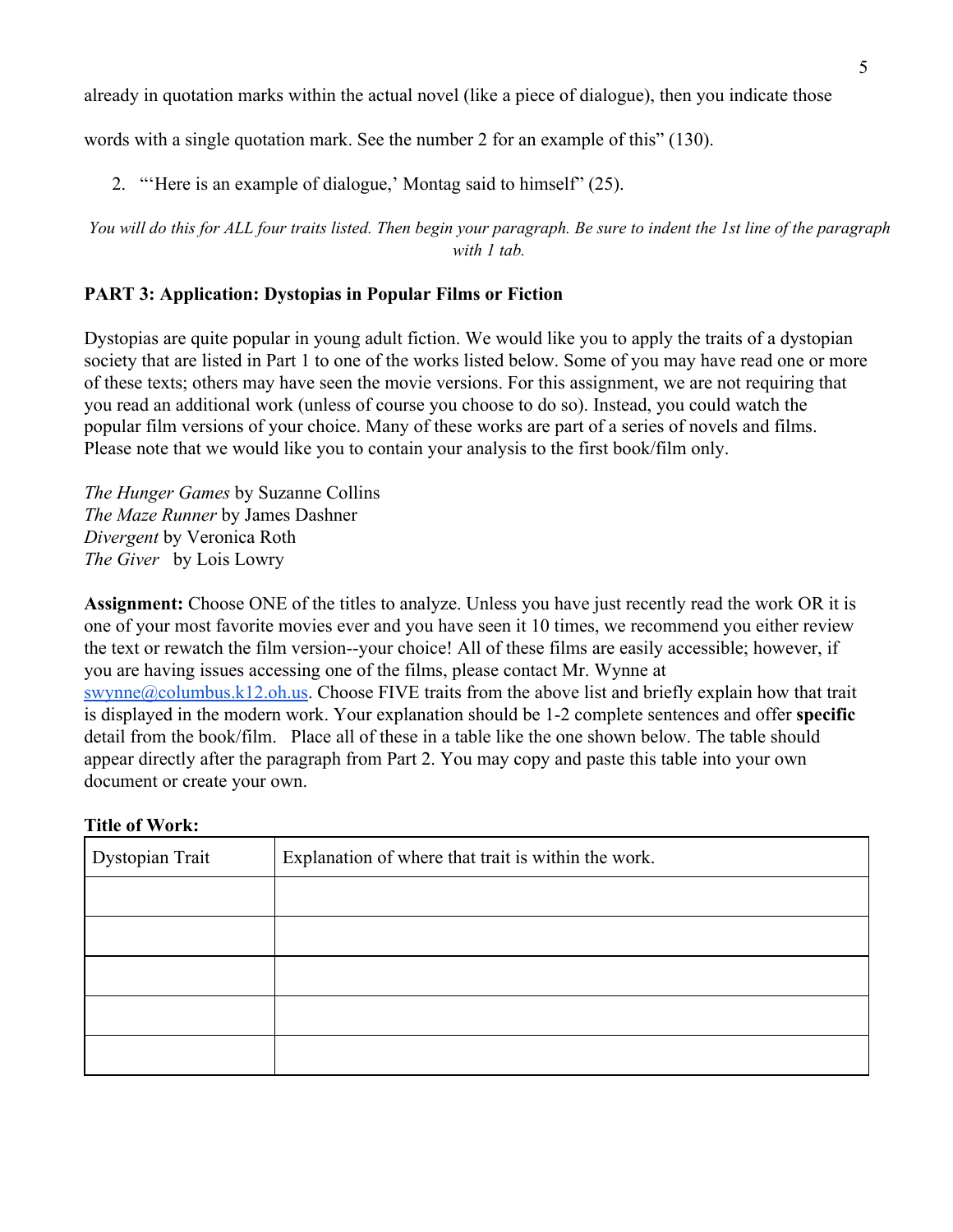already in quotation marks within the actual novel (like a piece of dialogue), then you indicate those words with a single quotation mark. See the number 2 for an example of this" (130).

2. "'Here is an example of dialogue,' Montag said to himself" (25).

*You will do this for ALL four traits listed. Then begin your paragraph. Be sure to indent the 1st line of the paragraph with 1 tab.*

**PART 3: Application: Dystopias in Popular Films or Fiction**

Dystopias are quite popular in young adult fiction. We would like you to apply the traits of a dystopian society that are listed in Part 1 to one of the works listed below. Some of you may have read one or more of these texts; others may have seen the movie versions. For this assignment, we are not requiring that you read an additional work (unless of course you choose to do so). Instead, you could watch the popular film versions of your choice. Many of these works are part of a series of novels and films. Please note that we would like you to contain your analysis to the first book/film only.

*The Hunger Games* by Suzanne Collins
*The Maze Runner* by James Dashner
*Divergent* by Veronica Roth
*The Giver* by Lois Lowry

**Assignment:** Choose ONE of the titles to analyze. Unless you have just recently read the work OR it is one of your most favorite movies ever and you have seen it 10 times, we recommend you either review the text or rewatch the film version--your choice! All of these films are easily accessible; however, if you are having issues accessing one of the films, please contact Mr. Wynne at swynne@columbus.k12.oh.us. Choose FIVE traits from the above list and briefly explain how that trait is displayed in the modern work. Your explanation should be 1-2 complete sentences and offer **specific** detail from the book/film. Place all of these in a table like the one shown below. The table should appear directly after the paragraph from Part 2. You may copy and paste this table into your own document or create your own.

**Title of Work:**

| Dystopian Trait | Explanation of where that trait is within the work. |
|---|---|
| | |
| | |
| | |
| | |
| | |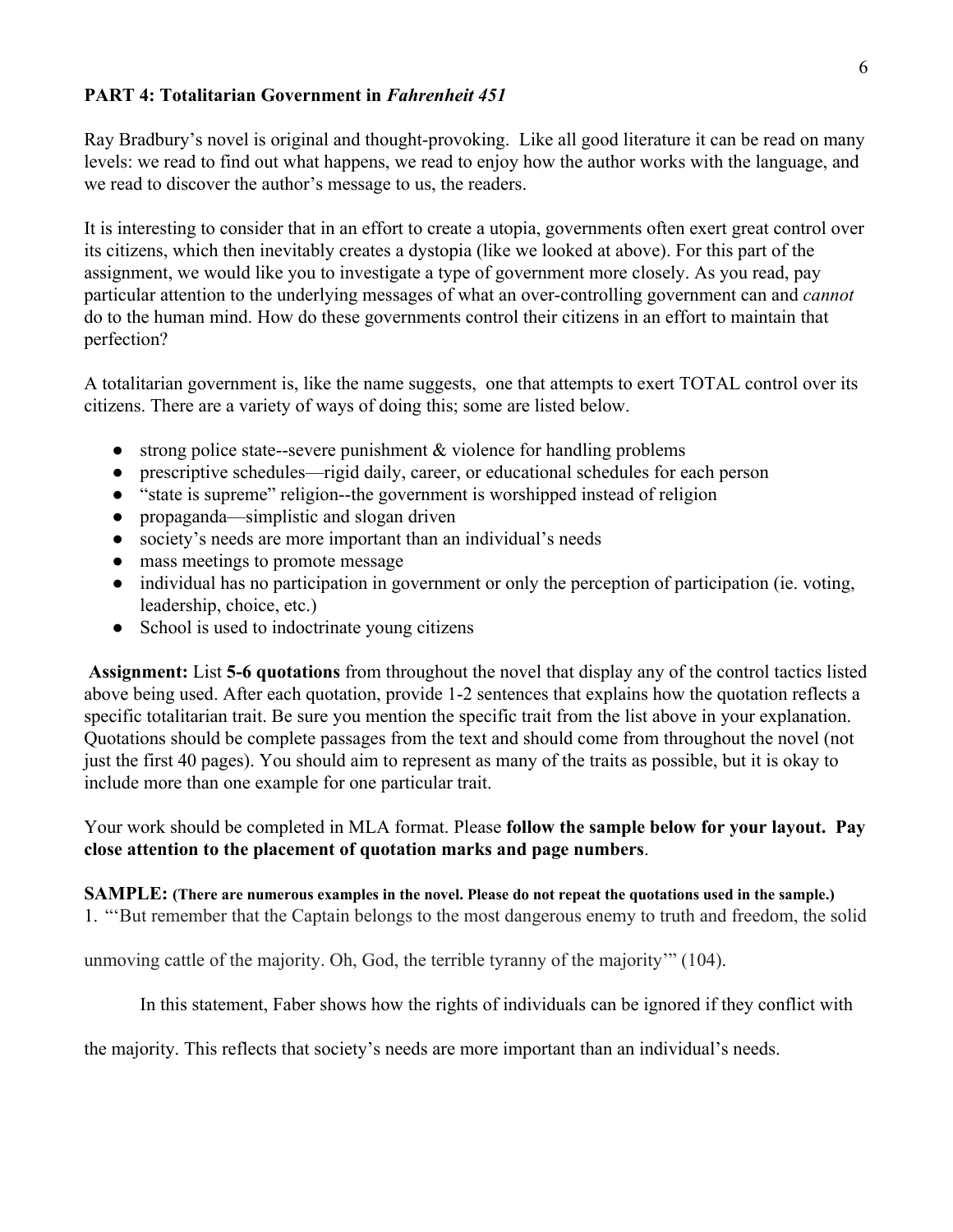**PART 4: Totalitarian Government in *Fahrenheit 451***

Ray Bradbury's novel is original and thought-provoking. Like all good literature it can be read on many levels: we read to find out what happens, we read to enjoy how the author works with the language, and we read to discover the author's message to us, the readers.

It is interesting to consider that in an effort to create a utopia, governments often exert great control over its citizens, which then inevitably creates a dystopia (like we looked at above). For this part of the assignment, we would like you to investigate a type of government more closely. As you read, pay particular attention to the underlying messages of what an over-controlling government can and *cannot* do to the human mind. How do these governments control their citizens in an effort to maintain that perfection?

A totalitarian government is, like the name suggests, one that attempts to exert TOTAL control over its citizens. There are a variety of ways of doing this; some are listed below.

- strong police state--severe punishment & violence for handling problems
- prescriptive schedules—rigid daily, career, or educational schedules for each person
- "state is supreme" religion--the government is worshipped instead of religion
- propaganda—simplistic and slogan driven
- society's needs are more important than an individual's needs
- mass meetings to promote message
- individual has no participation in government or only the perception of participation (ie. voting, leadership, choice, etc.)
- School is used to indoctrinate young citizens

**Assignment:** List **5-6 quotations** from throughout the novel that display any of the control tactics listed above being used. After each quotation, provide 1-2 sentences that explains how the quotation reflects a specific totalitarian trait. Be sure you mention the specific trait from the list above in your explanation. Quotations should be complete passages from the text and should come from throughout the novel (not just the first 40 pages). You should aim to represent as many of the traits as possible, but it is okay to include more than one example for one particular trait.

Your work should be completed in MLA format. Please **follow the sample below for your layout. Pay close attention to the placement of quotation marks and page numbers**.

**SAMPLE: (There are numerous examples in the novel. Please do not repeat the quotations used in the sample.)**

1. "'But remember that the Captain belongs to the most dangerous enemy to truth and freedom, the solid unmoving cattle of the majority. Oh, God, the terrible tyranny of the majority'" (104).

   In this statement, Faber shows how the rights of individuals can be ignored if they conflict with the majority. This reflects that society's needs are more important than an individual's needs.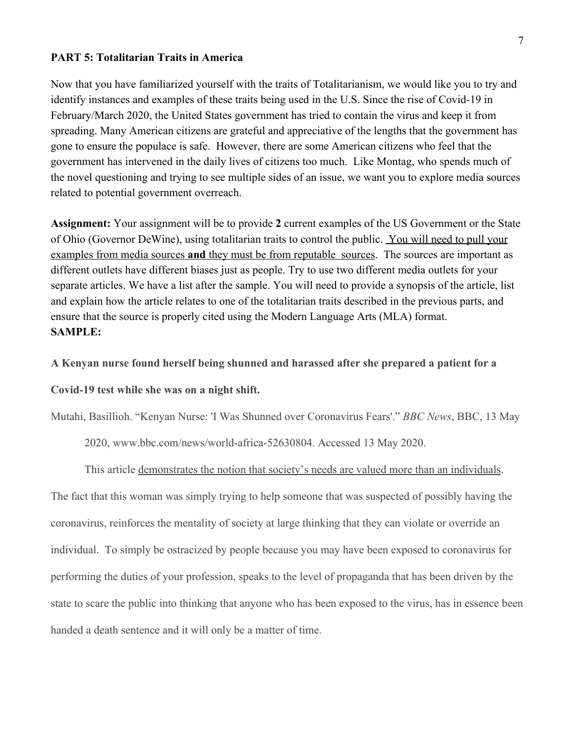**PART 5: Totalitarian Traits in America**

Now that you have familiarized yourself with the traits of Totalitarianism, we would like you to try and identify instances and examples of these traits being used in the U.S. Since the rise of Covid-19 in February/March 2020, the United States government has tried to contain the virus and keep it from spreading. Many American citizens are grateful and appreciative of the lengths that the government has gone to ensure the populace is safe. However, there are some American citizens who feel that the government has intervened in the daily lives of citizens too much. Like Montag, who spends much of the novel questioning and trying to see multiple sides of an issue, we want you to explore media sources related to potential government overreach.

**Assignment:** Your assignment will be to provide **2** current examples of the US Government or the State of Ohio (Governor DeWine), using totalitarian traits to control the public. <u>You will need to pull your examples from media sources **and** they must be from reputable sources</u>. The sources are important as different outlets have different biases just as people. Try to use two different media outlets for your separate articles. We have a list after the sample. You will need to provide a synopsis of the article, list and explain how the article relates to one of the totalitarian traits described in the previous parts, and ensure that the source is properly cited using the Modern Language Arts (MLA) format.

**SAMPLE:**

**A Kenyan nurse found herself being shunned and harassed after she prepared a patient for a Covid-19 test while she was on a night shift.**

Mutahi, Basillioh. "Kenyan Nurse: 'I Was Shunned over Coronavirus Fears'." *BBC News*, BBC, 13 May 2020, www.bbc.com/news/world-africa-52630804. Accessed 13 May 2020.

This article <u>demonstrates the notion that society's needs are valued more than an individuals</u>. The fact that this woman was simply trying to help someone that was suspected of possibly having the coronavirus, reinforces the mentality of society at large thinking that they can violate or override an individual. To simply be ostracized by people because you may have been exposed to coronavirus for performing the duties of your profession, speaks to the level of propaganda that has been driven by the state to scare the public into thinking that anyone who has been exposed to the virus, has in essence been handed a death sentence and it will only be a matter of time.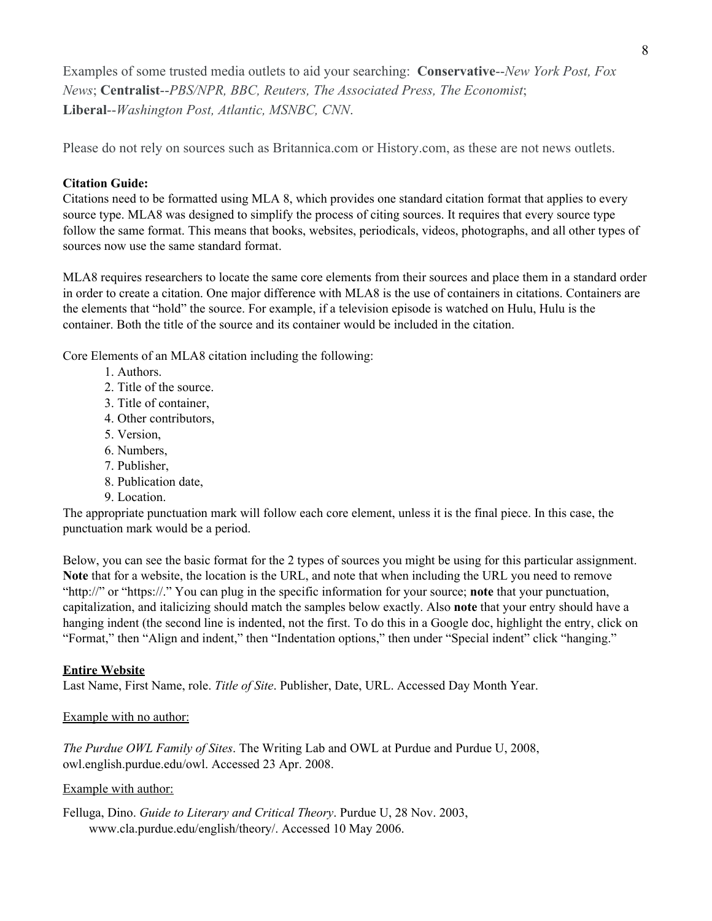Examples of some trusted media outlets to aid your searching: **Conservative**--*New York Post, Fox News*; **Centralist**--*PBS/NPR, BBC, Reuters, The Associated Press, The Economist*; **Liberal**--*Washington Post, Atlantic, MSNBC, CNN*.

Please do not rely on sources such as Britannica.com or History.com, as these are not news outlets.

**Citation Guide:**

Citations need to be formatted using MLA 8, which provides one standard citation format that applies to every source type. MLA8 was designed to simplify the process of citing sources. It requires that every source type follow the same format. This means that books, websites, periodicals, videos, photographs, and all other types of sources now use the same standard format.

MLA8 requires researchers to locate the same core elements from their sources and place them in a standard order in order to create a citation. One major difference with MLA8 is the use of containers in citations. Containers are the elements that "hold" the source. For example, if a television episode is watched on Hulu, Hulu is the container. Both the title of the source and its container would be included in the citation.

Core Elements of an MLA8 citation including the following:

1. Authors.
2. Title of the source.
3. Title of container,
4. Other contributors,
5. Version,
6. Numbers,
7. Publisher,
8. Publication date,
9. Location.

The appropriate punctuation mark will follow each core element, unless it is the final piece. In this case, the punctuation mark would be a period.

Below, you can see the basic format for the 2 types of sources you might be using for this particular assignment. **Note** that for a website, the location is the URL, and note that when including the URL you need to remove "http://" or "https://." You can plug in the specific information for your source; **note** that your punctuation, capitalization, and italicizing should match the samples below exactly. Also **note** that your entry should have a hanging indent (the second line is indented, not the first. To do this in a Google doc, highlight the entry, click on "Format," then "Align and indent," then "Indentation options," then under "Special indent" click "hanging."

<u>**Entire Website**</u>

Last Name, First Name, role. *Title of Site*. Publisher, Date, URL. Accessed Day Month Year.

<u>Example with no author:</u>

*The Purdue OWL Family of Sites*. The Writing Lab and OWL at Purdue and Purdue U, 2008, owl.english.purdue.edu/owl. Accessed 23 Apr. 2008.

<u>Example with author:</u>

Felluga, Dino. *Guide to Literary and Critical Theory*. Purdue U, 28 Nov. 2003, www.cla.purdue.edu/english/theory/. Accessed 10 May 2006.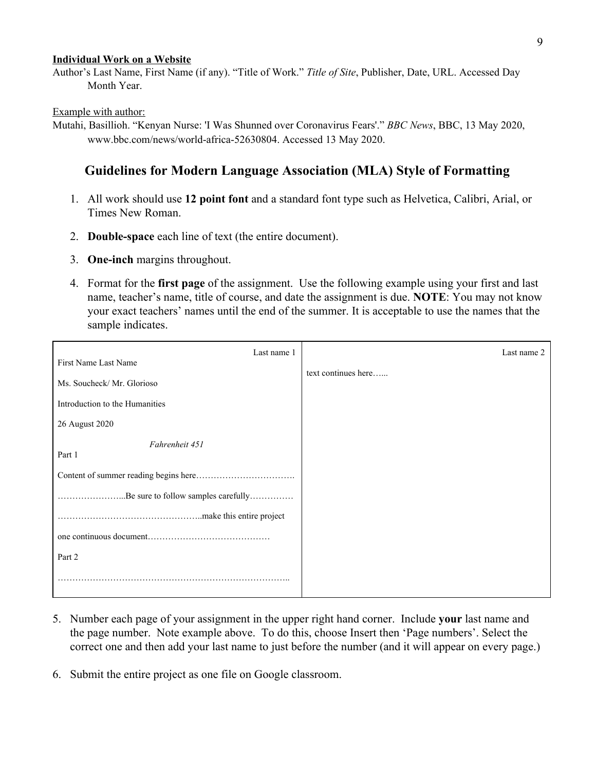**Individual Work on a Website**

Author's Last Name, First Name (if any). "Title of Work." *Title of Site*, Publisher, Date, URL. Accessed Day Month Year.

Example with author:

Mutahi, Basillioh. "Kenyan Nurse: 'I Was Shunned over Coronavirus Fears'." *BBC News*, BBC, 13 May 2020, www.bbc.com/news/world-africa-52630804. Accessed 13 May 2020.

## Guidelines for Modern Language Association (MLA) Style of Formatting

1. All work should use **12 point font** and a standard font type such as Helvetica, Calibri, Arial, or Times New Roman.
2. **Double-space** each line of text (the entire document).
3. **One-inch** margins throughout.
4. Format for the **first page** of the assignment. Use the following example using your first and last name, teacher's name, title of course, and date the assignment is due. **NOTE**: You may not know your exact teachers' names until the end of the summer. It is acceptable to use the names that the sample indicates.

| | |
|---|---|
| Last name 1<br>First Name Last Name<br>Ms. Soucheck/ Mr. Glorioso<br>Introduction to the Humanities<br>26 August 2020<br>*Fahrenheit 451*<br>Part 1<br>Content of summer reading begins here…………………………….<br>…………………...Be sure to follow samples carefully……………<br>………………………………………..make this entire project<br>one continuous document……………………………………<br>Part 2<br>………………………………………………………………….. | Last name 2<br>text continues here…... |

5. Number each page of your assignment in the upper right hand corner. Include **your** last name and the page number. Note example above. To do this, choose Insert then 'Page numbers'. Select the correct one and then add your last name to just before the number (and it will appear on every page.)
6. Submit the entire project as one file on Google classroom.